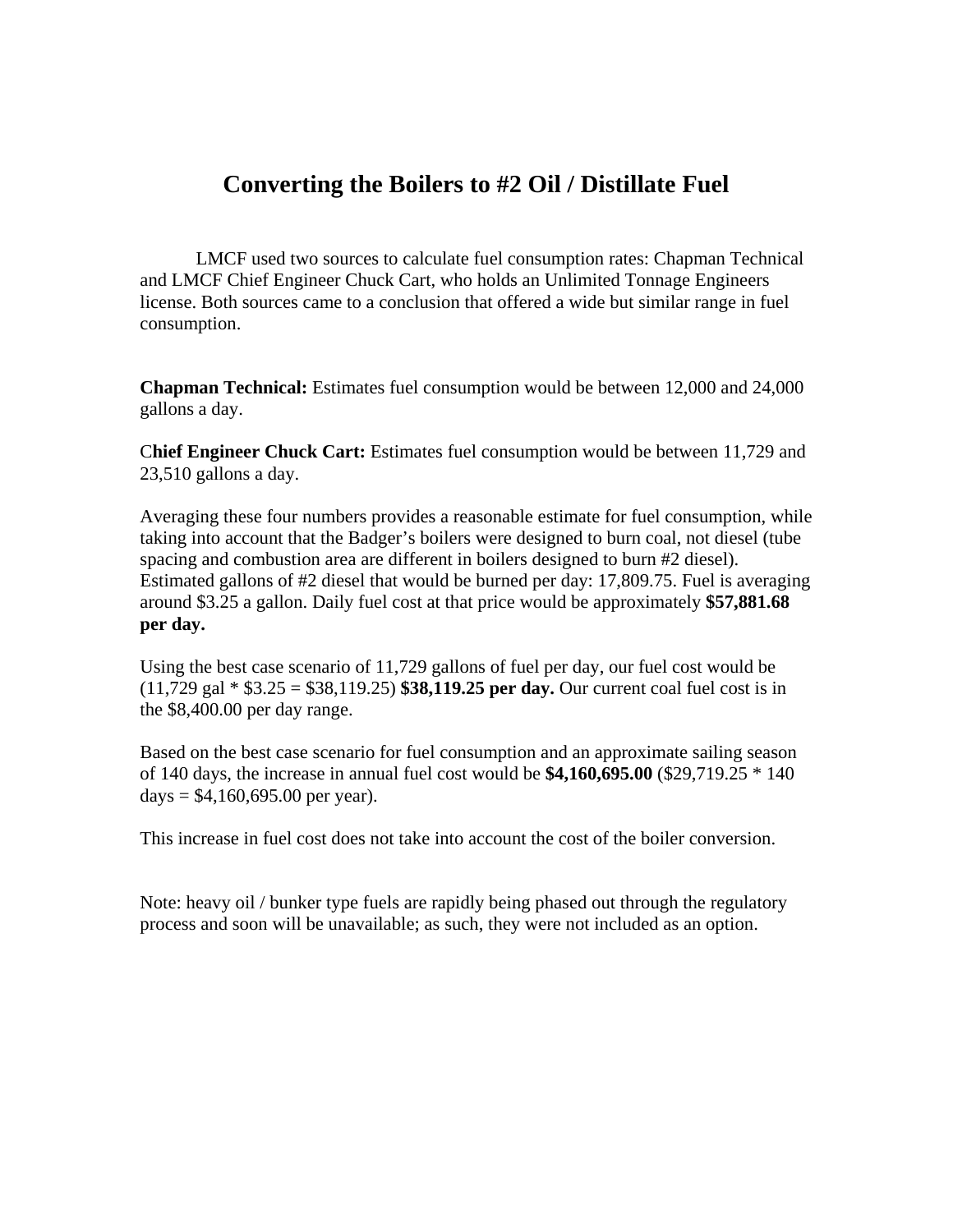# Converting the Boilers to #2 Oil / Distillate Fuel

LMCF used two sources to calculate fuel consumption rates: Chapman Technical and LMCF Chief Engineer Chuck Cart, who holds an Unlimited Tonnage Engineers license. Both sources came to a conclusion that offered a wide but similar range in fuel consumption.

**Chapman Technical:** Estimates fuel consumption would be between 12,000 and 24,000 gallons a day.

C**hief Engineer Chuck Cart:** Estimates fuel consumption would be between 11,729 and 23,510 gallons a day.

Averaging these four numbers provides a reasonable estimate for fuel consumption, while taking into account that the Badger's boilers were designed to burn coal, not diesel (tube spacing and combustion area are different in boilers designed to burn #2 diesel). Estimated gallons of #2 diesel that would be burned per day: 17,809.75. Fuel is averaging around $3.25 a gallon. Daily fuel cost at that price would be approximately **$57,881.68 per day.**

Using the best case scenario of 11,729 gallons of fuel per day, our fuel cost would be (11,729 gal * $3.25 = $38,119.25) **$38,119.25 per day.** Our current coal fuel cost is in the $8,400.00 per day range.

Based on the best case scenario for fuel consumption and an approximate sailing season of 140 days, the increase in annual fuel cost would be **$4,160,695.00** ($29,719.25 * 140 days = $4,160,695.00 per year).

This increase in fuel cost does not take into account the cost of the boiler conversion.

Note: heavy oil / bunker type fuels are rapidly being phased out through the regulatory process and soon will be unavailable; as such, they were not included as an option.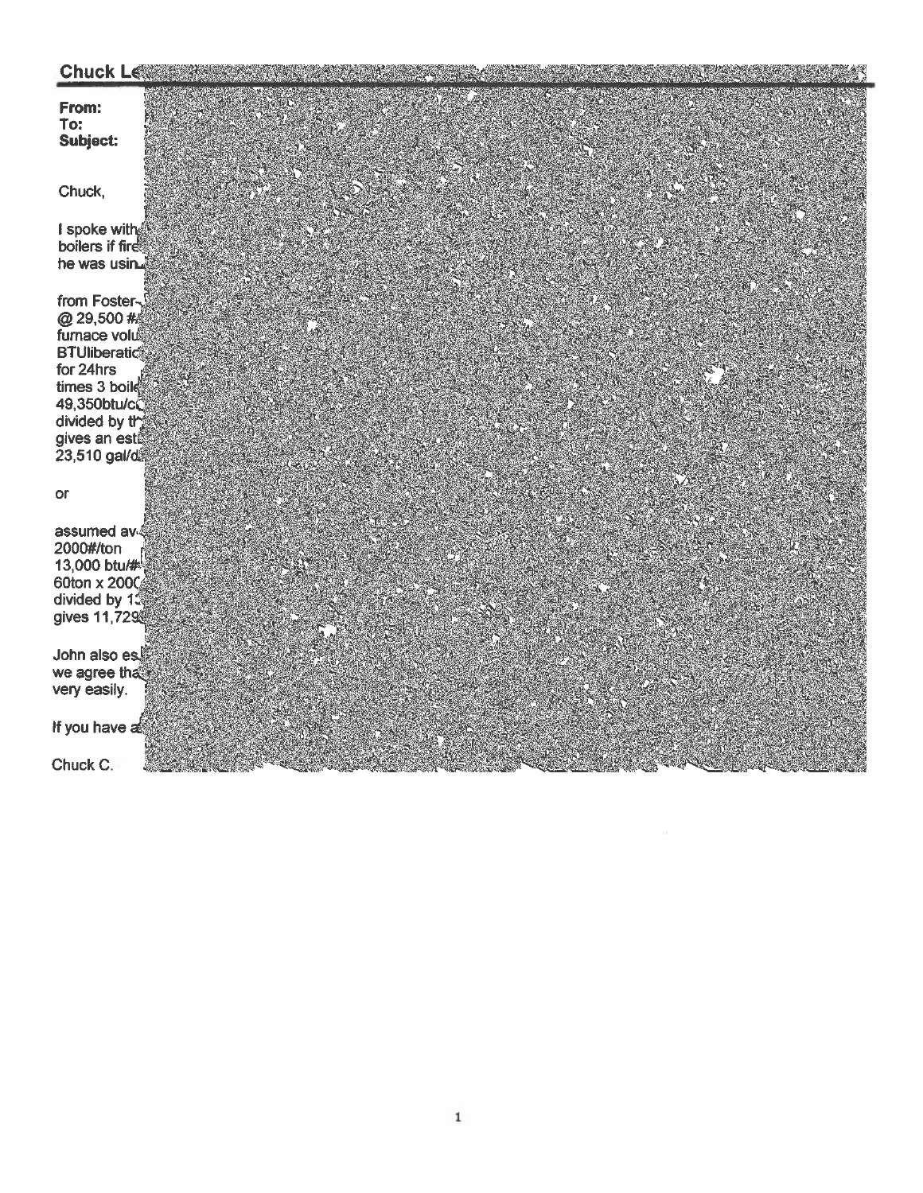**Chuck Le**

**From:**
**To:**
**Subject:**

Chuck,

I spoke with
boilers if fire
he was usin

from Foster-
@ 29,500 #
furnace volu
BTUliberatio
for 24hrs
times 3 boile
49,350btu/c
divided by th
gives an est
23,510 gal/d

or

assumed av
2000#/ton
13,000 btu/#
60ton x 200
divided by 1
gives 11,729

John also es
we agree tha
very easily.

If you have a

Chuck C.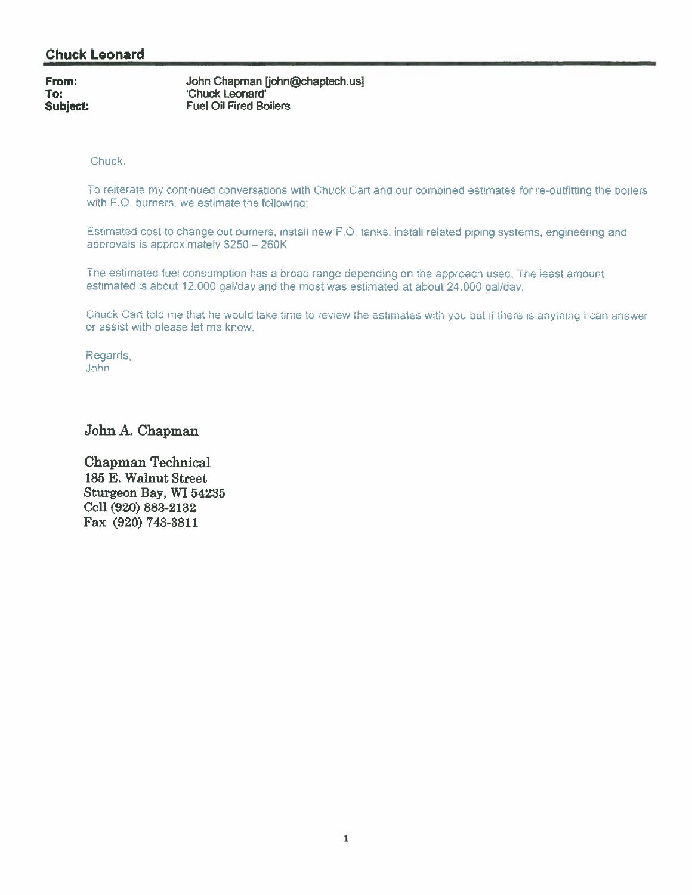## Chuck Leonard

**From:** John Chapman [john@chaptech.us]
**To:** 'Chuck Leonard'
**Subject:** Fuel Oil Fired Boilers

Chuck,

To reiterate my continued conversations with Chuck Cart and our combined estimates for re-outfitting the boilers with F.O. burners, we estimate the following:

Estimated cost to change out burners, install new F.O. tanks, install related piping systems, engineering and approvals is approximately $250 – 260K

The estimated fuel consumption has a broad range depending on the approach used. The least amount estimated is about 12,000 gal/day and the most was estimated at about 24,000 gal/day.

Chuck Cart told me that he would take time to review the estimates with you but if there is anything I can answer or assist with please let me know.

Regards,
John

**John A. Chapman**

**Chapman Technical**
**185 E. Walnut Street**
**Sturgeon Bay, WI 54235**
**Cell (920) 883-2132**
**Fax (920) 743-3811**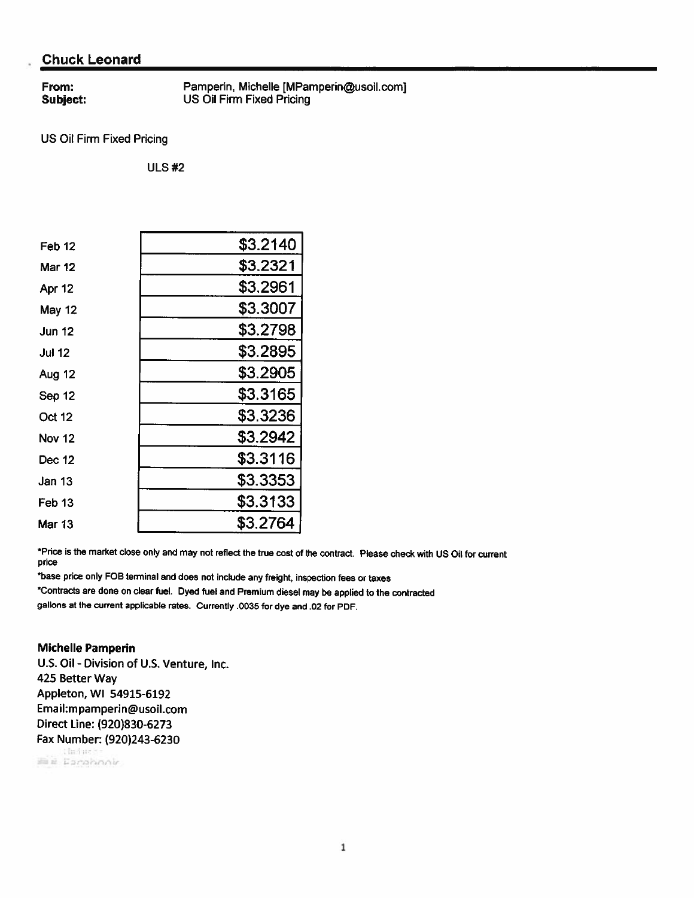## Chuck Leonard

**From:** Pamperin, Michelle [MPamperin@usoil.com]
**Subject:** US Oil Firm Fixed Pricing

US Oil Firm Fixed Pricing

ULS #2

| | |
|---|---|
| Feb 12 | $3.2140 |
| Mar 12 | $3.2321 |
| Apr 12 | $3.2961 |
| May 12 | $3.3007 |
| Jun 12 | $3.2798 |
| Jul 12 | $3.2895 |
| Aug 12 | $3.2905 |
| Sep 12 | $3.3165 |
| Oct 12 | $3.3236 |
| Nov 12 | $3.2942 |
| Dec 12 | $3.3116 |
| Jan 13 | $3.3353 |
| Feb 13 | $3.3133 |
| Mar 13 | $3.2764 |

*Price is the market close only and may not reflect the true cost of the contract. Please check with US Oil for current price

*base price only FOB terminal and does not include any freight, inspection fees or taxes

*Contracts are done on clear fuel. Dyed fuel and Premium diesel may be applied to the contracted gallons at the current applicable rates. Currently .0035 for dye and .02 for PDF.

**Michelle Pamperin**
U.S. Oil - Division of U.S. Venture, Inc.
425 Better Way
Appleton, WI 54915-6192
Email:mpamperin@usoil.com
Direct Line: (920)830-6273
Fax Number: (920)243-6230